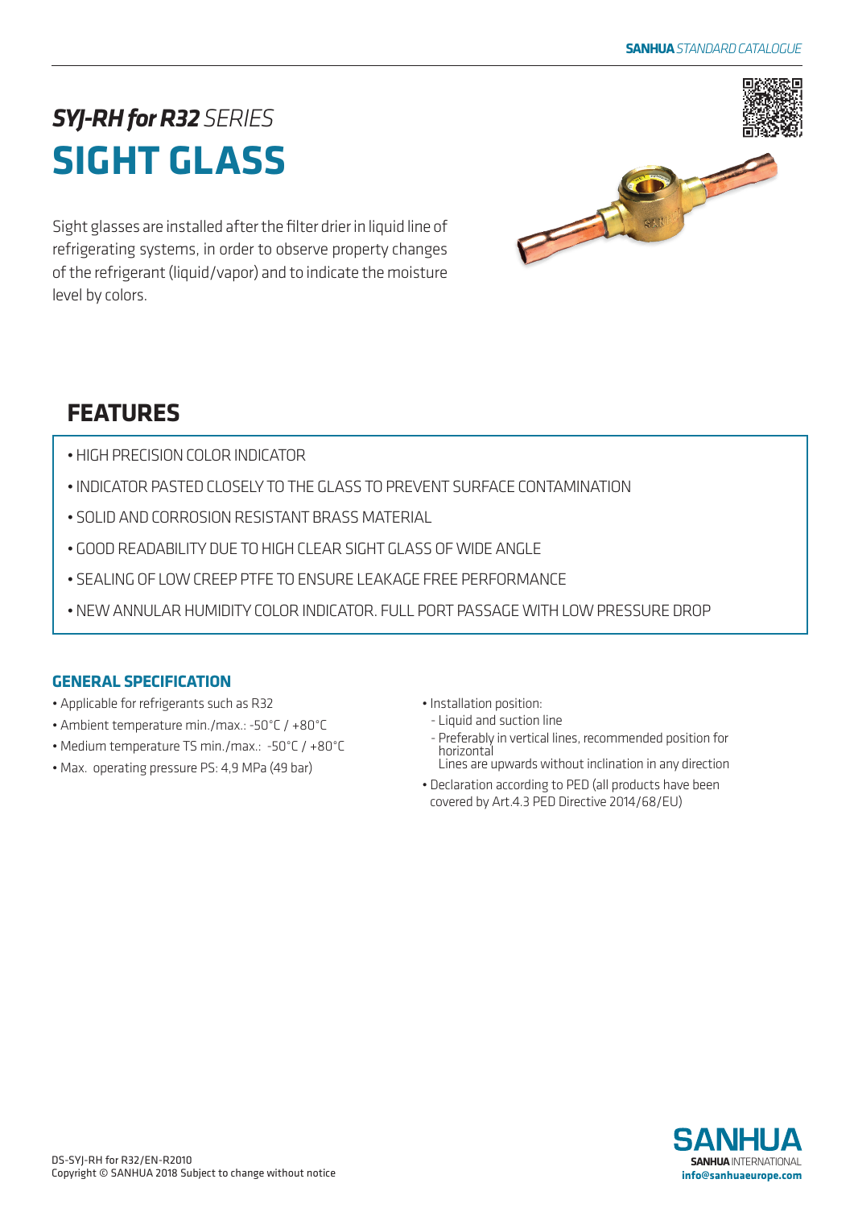# *SYJ-RH for R32* SERIES

# SIGHT GLASS

Sight glasses are installed after the filter drier in liquid line of refrigerating systems, in order to observe property changes of the refrigerant (liquid/vapor) and to indicate the moisture level by colors.

## FEATURES

- HIGH PRECISION COLOR INDICATOR
- INDICATOR PASTED CLOSELY TO THE GLASS TO PREVENT SURFACE CONTAMINATION
- SOLID AND CORROSION RESISTANT BRASS MATERIAL
- GOOD READABILITY DUE TO HIGH CLEAR SIGHT GLASS OF WIDE ANGLE
- SEALING OF LOW CREEP PTFE TO ENSURE LEAKAGE FREE PERFORMANCE
- NEW ANNULAR HUMIDITY COLOR INDICATOR. FULL PORT PASSAGE WITH LOW PRESSURE DROP

### GENERAL SPECIFICATION

- Applicable for refrigerants such as R32
- Ambient temperature min./max.: -50°C / +80°C
- Medium temperature TS min./max.: -50°C / +80°C
- Max. operating pressure PS: 4,9 MPa (49 bar)
- Installation position:
  - Liquid and suction line
  - Preferably in vertical lines, recommended position for horizontal
    Lines are upwards without inclination in any direction
- Declaration according to PED (all products have been covered by Art.4.3 PED Directive 2014/68/EU)

DS-SYJ-RH for R32/EN-R2010
Copyright © SANHUA 2018 Subject to change without notice

SANHUA
SANHUA INTERNATIONAL
info@sanhuaeurope.com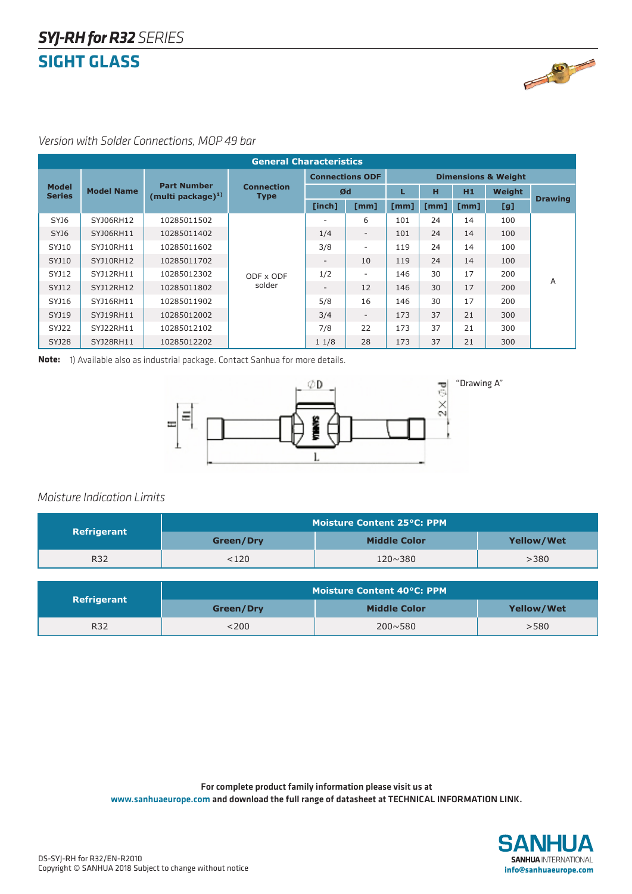# *SYJ-RH for R32* SERIES

## SIGHT GLASS

*Version with Solder Connections, MOP 49 bar*

| General Characteristics | | | | | | | | | | | |
|---|---|---|---|---|---|---|---|---|---|---|---|
| Model Series | Model Name | Part Number (multi package)[1] | Connection Type | Connections ODF | | Dimensions & Weight | | | | Drawing |
| | | | | Ød | | L | H | H1 | Weight | |
| | | | | [inch] | [mm] | [mm] | [mm] | [mm] | [g] | |
| SYJ6 | SYJ06RH12 | 10285011502 | ODF x ODF solder | - | 6 | 101 | 24 | 14 | 100 | A |
| SYJ6 | SYJ06RH11 | 10285011402 | | 1/4 | - | 101 | 24 | 14 | 100 | |
| SYJ10 | SYJ10RH11 | 10285011602 | | 3/8 | - | 119 | 24 | 14 | 100 | |
| SYJ10 | SYJ10RH12 | 10285011702 | | - | 10 | 119 | 24 | 14 | 100 | |
| SYJ12 | SYJ12RH11 | 10285012302 | | 1/2 | - | 146 | 30 | 17 | 200 | |
| SYJ12 | SYJ12RH12 | 10285011802 | | - | 12 | 146 | 30 | 17 | 200 | |
| SYJ16 | SYJ16RH11 | 10285011902 | | 5/8 | 16 | 146 | 30 | 17 | 200 | |
| SYJ19 | SYJ19RH11 | 10285012002 | | 3/4 | - | 173 | 37 | 21 | 300 | |
| SYJ22 | SYJ22RH11 | 10285012102 | | 7/8 | 22 | 173 | 37 | 21 | 300 | |
| SYJ28 | SYJ28RH11 | 10285012202 | | 1 1/8 | 28 | 173 | 37 | 21 | 300 | |

**Note:** 1) Available also as industrial package. Contact Sanhua for more details.

ØD
2XØd
H
H1
L
SANHUA
"Drawing A"

*Moisture Indication Limits*

| Refrigerant | Moisture Content 25°C: PPM | | |
|---|---|---|---|
| | Green/Dry | Middle Color | Yellow/Wet |
| R32 | <120 | 120~380 | >380 |

| Refrigerant | Moisture Content 40°C: PPM | | |
|---|---|---|---|
| | Green/Dry | Middle Color | Yellow/Wet |
| R32 | <200 | 200~580 | >580 |

**For complete product family information please visit us at www.sanhuaeurope.com and download the full range of datasheet at TECHNICAL INFORMATION LINK.**

DS-SYJ-RH for R32/EN-R2010
Copyright © SANHUA 2018 Subject to change without notice

SANHUA
SANHUA INTERNATIONAL
info@sanhuaeurope.com